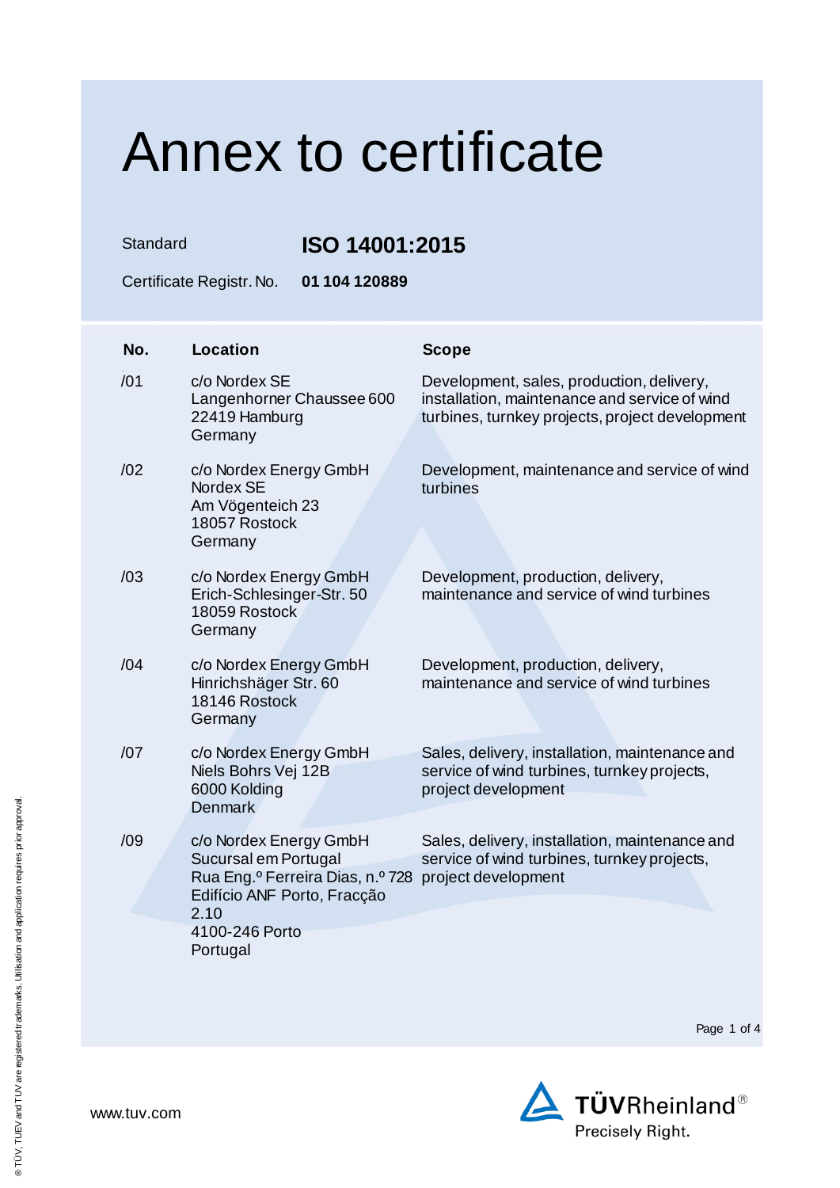# Annex to certificate

Standard **ISO 14001:2015**

Certificate Registr. No. **01 104 120889**

| No. | Location | Scope |
| --- | --- | --- |
| /01 | c/o Nordex SE<br>Langenhorner Chaussee 600<br>22419 Hamburg<br>Germany | Development, sales, production, delivery, installation, maintenance and service of wind turbines, turnkey projects, project development |
| /02 | c/o Nordex Energy GmbH<br>Nordex SE<br>Am Vögenteich 23<br>18057 Rostock<br>Germany | Development, maintenance and service of wind turbines |
| /03 | c/o Nordex Energy GmbH<br>Erich-Schlesinger-Str. 50<br>18059 Rostock<br>Germany | Development, production, delivery, maintenance and service of wind turbines |
| /04 | c/o Nordex Energy GmbH<br>Hinrichshäger Str. 60<br>18146 Rostock<br>Germany | Development, production, delivery, maintenance and service of wind turbines |
| /07 | c/o Nordex Energy GmbH<br>Niels Bohrs Vej 12B<br>6000 Kolding<br>Denmark | Sales, delivery, installation, maintenance and service of wind turbines, turnkey projects, project development |
| /09 | c/o Nordex Energy GmbH<br>Sucursal em Portugal<br>Rua Eng.º Ferreira Dias, n.º 728<br>Edifício ANF Porto, Fracção 2.10<br>4100-246 Porto<br>Portugal | Sales, delivery, installation, maintenance and service of wind turbines, turnkey projects, project development |

www.tuv.com

TÜVRheinland®
Precisely Right.

® TÜV, TUEV and TUV are registered trademarks. Utilisation and application requires prior approval.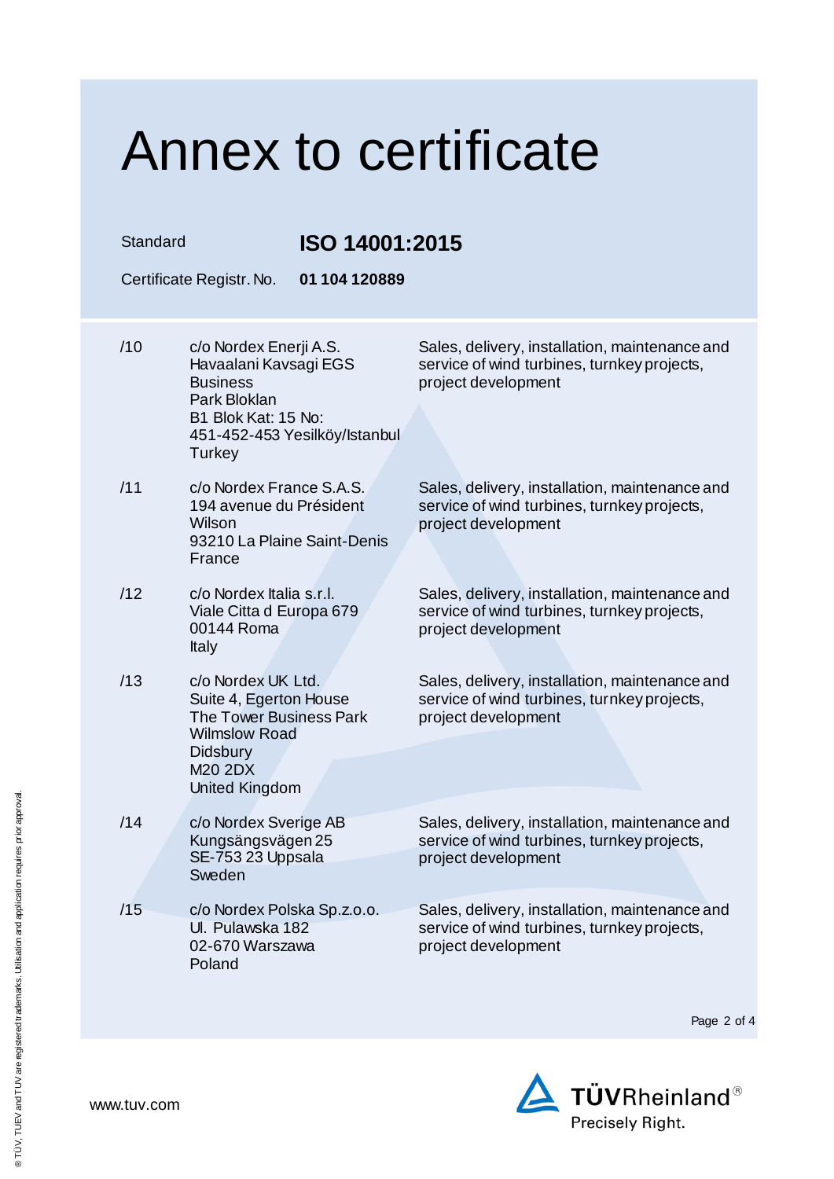# Annex to certificate

Standard **ISO 14001:2015**

Certificate Registr. No. **01 104 120889**

| | | |
|---|---|---|
| /10 | c/o Nordex Enerji A.S.<br>Havaalani Kavsagi EGS Business<br>Park Bloklan<br>B1 Blok Kat: 15 No:<br>451-452-453 Yesilköy/Istanbul<br>Turkey | Sales, delivery, installation, maintenance and service of wind turbines, turnkey projects, project development |
| /11 | c/o Nordex France S.A.S.<br>194 avenue du Président Wilson<br>93210 La Plaine Saint-Denis<br>France | Sales, delivery, installation, maintenance and service of wind turbines, turnkey projects, project development |
| /12 | c/o Nordex Italia s.r.l.<br>Viale Citta d Europa 679<br>00144 Roma<br>Italy | Sales, delivery, installation, maintenance and service of wind turbines, turnkey projects, project development |
| /13 | c/o Nordex UK Ltd.<br>Suite 4, Egerton House<br>The Tower Business Park<br>Wilmslow Road<br>Didsbury<br>M20 2DX<br>United Kingdom | Sales, delivery, installation, maintenance and service of wind turbines, turnkey projects, project development |
| /14 | c/o Nordex Sverige AB<br>Kungsängsvägen 25<br>SE-753 23 Uppsala<br>Sweden | Sales, delivery, installation, maintenance and service of wind turbines, turnkey projects, project development |
| /15 | c/o Nordex Polska Sp.z.o.o.<br>Ul. Pulawska 182<br>02-670 Warszawa<br>Poland | Sales, delivery, installation, maintenance and service of wind turbines, turnkey projects, project development |

www.tuv.com

TÜVRheinland®
Precisely Right.

® TÜV, TUEV and TUV are registered trademarks. Utilisation and application requires prior approval.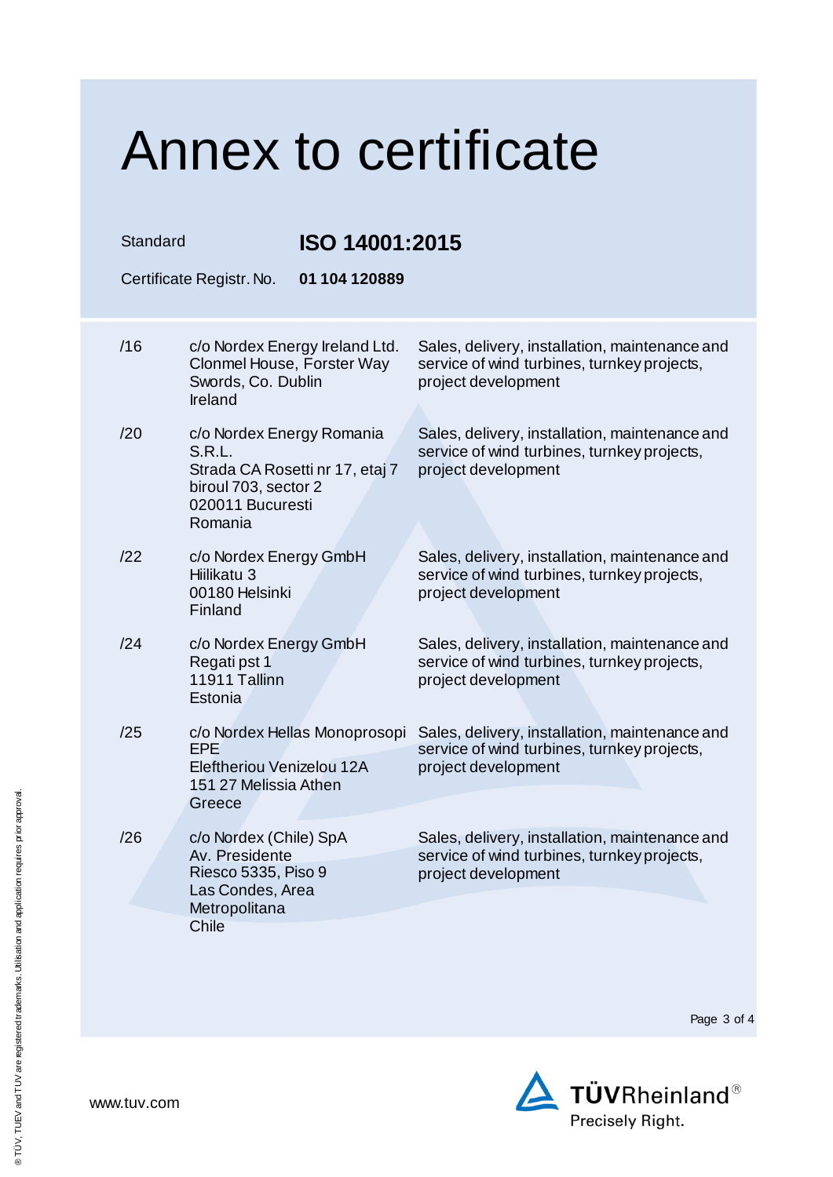# Annex to certificate

Standard **ISO 14001:2015**

Certificate Registr. No. **01 104 120889**

| | | |
|---|---|---|
| /16 | c/o Nordex Energy Ireland Ltd.<br>Clonmel House, Forster Way<br>Swords, Co. Dublin<br>Ireland | Sales, delivery, installation, maintenance and service of wind turbines, turnkey projects, project development |
| /20 | c/o Nordex Energy Romania S.R.L.<br>Strada CA Rosetti nr 17, etaj 7<br>biroul 703, sector 2<br>020011 Bucuresti<br>Romania | Sales, delivery, installation, maintenance and service of wind turbines, turnkey projects, project development |
| /22 | c/o Nordex Energy GmbH<br>Hiilikatu 3<br>00180 Helsinki<br>Finland | Sales, delivery, installation, maintenance and service of wind turbines, turnkey projects, project development |
| /24 | c/o Nordex Energy GmbH<br>Regati pst 1<br>11911 Tallinn<br>Estonia | Sales, delivery, installation, maintenance and service of wind turbines, turnkey projects, project development |
| /25 | c/o Nordex Hellas Monoprosopi EPE<br>Eleftheriou Venizelou 12A<br>151 27 Melissia Athen<br>Greece | Sales, delivery, installation, maintenance and service of wind turbines, turnkey projects, project development |
| /26 | c/o Nordex (Chile) SpA<br>Av. Presidente<br>Riesco 5335, Piso 9<br>Las Condes, Area<br>Metropolitana<br>Chile | Sales, delivery, installation, maintenance and service of wind turbines, turnkey projects, project development |

www.tuv.com

TÜVRheinland®
Precisely Right.

® TÜV, TUEV and TUV are registered trademarks. Utilisation and application requires prior approval.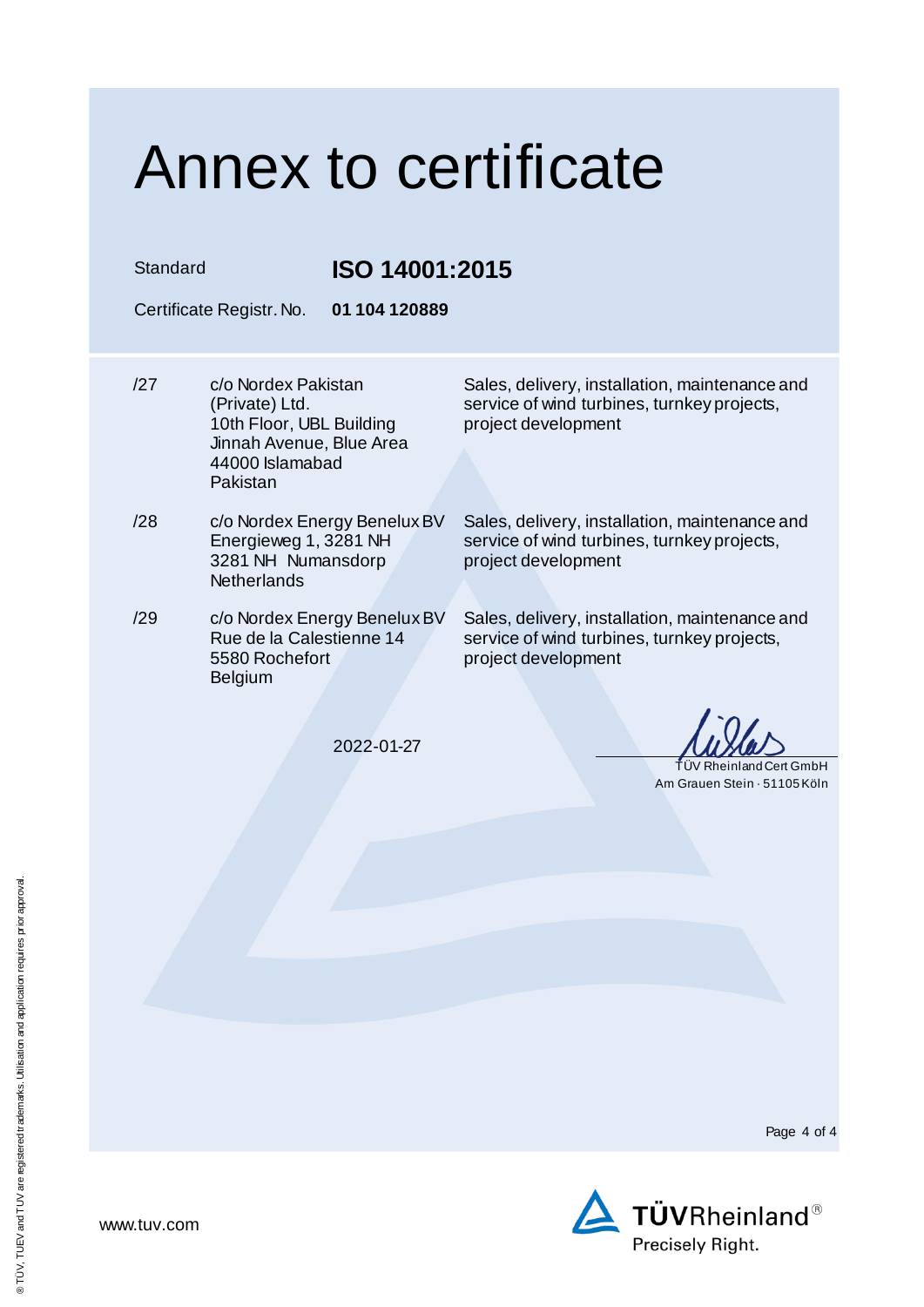# Annex to certificate

Standard **ISO 14001:2015**

Certificate Registr. No. **01 104 120889**

| | | |
|---|---|---|
| /27 | c/o Nordex Pakistan (Private) Ltd.<br>10th Floor, UBL Building<br>Jinnah Avenue, Blue Area<br>44000 Islamabad<br>Pakistan | Sales, delivery, installation, maintenance and service of wind turbines, turnkey projects, project development |
| /28 | c/o Nordex Energy Benelux BV<br>Energieweg 1, 3281 NH<br>3281 NH Numansdorp<br>Netherlands | Sales, delivery, installation, maintenance and service of wind turbines, turnkey projects, project development |
| /29 | c/o Nordex Energy Benelux BV<br>Rue de la Calestienne 14<br>5580 Rochefort<br>Belgium | Sales, delivery, installation, maintenance and service of wind turbines, turnkey projects, project development |

2022-01-27

TÜV Rheinland Cert GmbH
Am Grauen Stein · 51105 Köln

www.tuv.com

TÜVRheinland®
Precisely Right.

® TÜV, TUEV and TUV are registered trademarks. Utilisation and application requires prior approval.